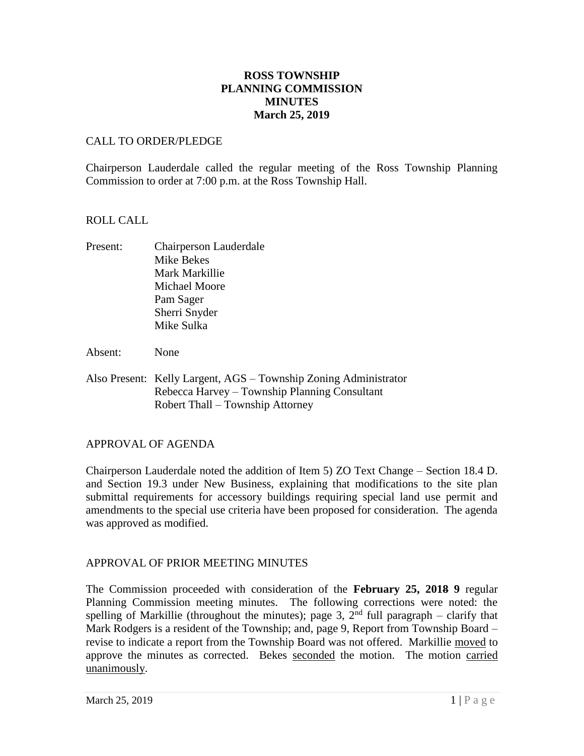# ROSS TOWNSHIP
# PLANNING COMMISSION
# MINUTES
# March 25, 2019

CALL TO ORDER/PLEDGE

Chairperson Lauderdale called the regular meeting of the Ross Township Planning Commission to order at 7:00 p.m. at the Ross Township Hall.

ROLL CALL

Present: Chairperson Lauderdale
Mike Bekes
Mark Markillie
Michael Moore
Pam Sager
Sherri Snyder
Mike Sulka

Absent: None

Also Present: Kelly Largent, AGS – Township Zoning Administrator
Rebecca Harvey – Township Planning Consultant
Robert Thall – Township Attorney

APPROVAL OF AGENDA

Chairperson Lauderdale noted the addition of Item 5) ZO Text Change – Section 18.4 D. and Section 19.3 under New Business, explaining that modifications to the site plan submittal requirements for accessory buildings requiring special land use permit and amendments to the special use criteria have been proposed for consideration. The agenda was approved as modified.

APPROVAL OF PRIOR MEETING MINUTES

The Commission proceeded with consideration of the **February 25, ~~2018~~ 9** regular Planning Commission meeting minutes. The following corrections were noted: the spelling of Markillie (throughout the minutes); page 3, 2nd full paragraph – clarify that Mark Rodgers is a resident of the Township; and, page 9, Report from Township Board – revise to indicate a report from the Township Board was not offered. Markillie <u>moved</u> to approve the minutes as corrected. Bekes <u>seconded</u> the motion. The motion <u>carried unanimously</u>.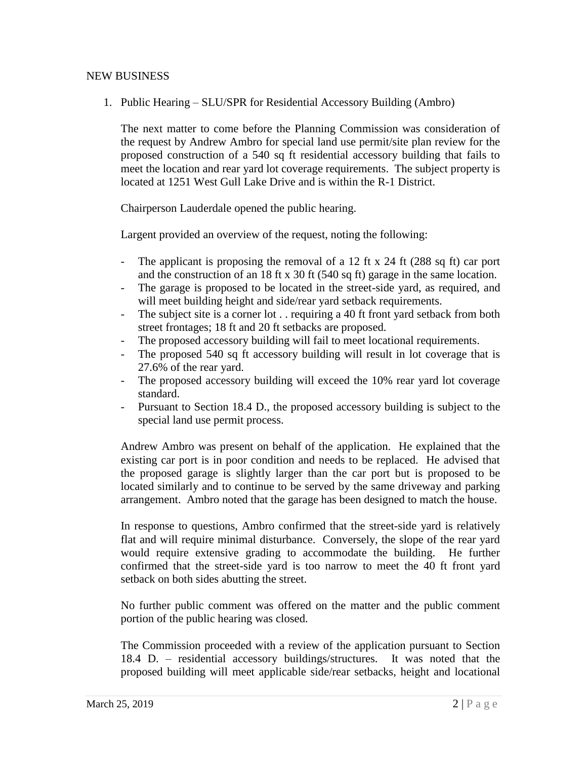NEW BUSINESS

1. Public Hearing – SLU/SPR for Residential Accessory Building (Ambro)

   The next matter to come before the Planning Commission was consideration of the request by Andrew Ambro for special land use permit/site plan review for the proposed construction of a 540 sq ft residential accessory building that fails to meet the location and rear yard lot coverage requirements. The subject property is located at 1251 West Gull Lake Drive and is within the R-1 District.

   Chairperson Lauderdale opened the public hearing.

   Largent provided an overview of the request, noting the following:

   - The applicant is proposing the removal of a 12 ft x 24 ft (288 sq ft) car port and the construction of an 18 ft x 30 ft (540 sq ft) garage in the same location.
   - The garage is proposed to be located in the street-side yard, as required, and will meet building height and side/rear yard setback requirements.
   - The subject site is a corner lot . . requiring a 40 ft front yard setback from both street frontages; 18 ft and 20 ft setbacks are proposed.
   - The proposed accessory building will fail to meet locational requirements.
   - The proposed 540 sq ft accessory building will result in lot coverage that is 27.6% of the rear yard.
   - The proposed accessory building will exceed the 10% rear yard lot coverage standard.
   - Pursuant to Section 18.4 D., the proposed accessory building is subject to the special land use permit process.

   Andrew Ambro was present on behalf of the application. He explained that the existing car port is in poor condition and needs to be replaced. He advised that the proposed garage is slightly larger than the car port but is proposed to be located similarly and to continue to be served by the same driveway and parking arrangement. Ambro noted that the garage has been designed to match the house.

   In response to questions, Ambro confirmed that the street-side yard is relatively flat and will require minimal disturbance. Conversely, the slope of the rear yard would require extensive grading to accommodate the building. He further confirmed that the street-side yard is too narrow to meet the 40 ft front yard setback on both sides abutting the street.

   No further public comment was offered on the matter and the public comment portion of the public hearing was closed.

   The Commission proceeded with a review of the application pursuant to Section 18.4 D. – residential accessory buildings/structures. It was noted that the proposed building will meet applicable side/rear setbacks, height and locational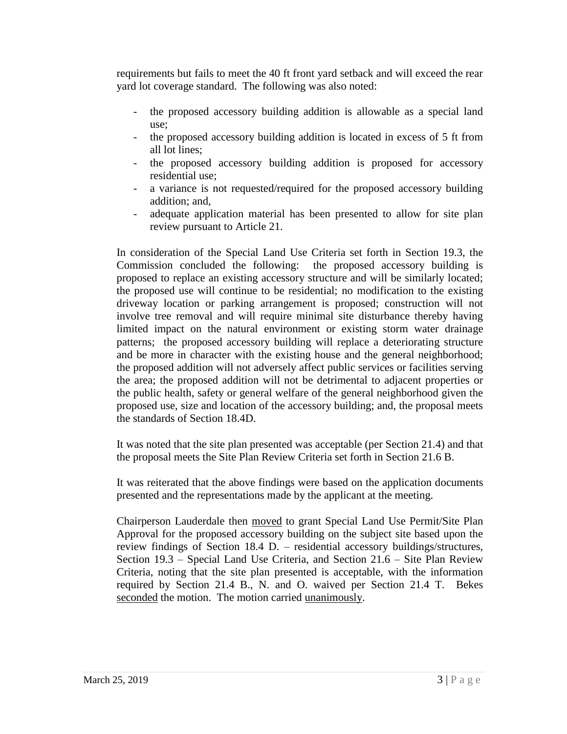requirements but fails to meet the 40 ft front yard setback and will exceed the rear yard lot coverage standard. The following was also noted:

- the proposed accessory building addition is allowable as a special land use;
- the proposed accessory building addition is located in excess of 5 ft from all lot lines;
- the proposed accessory building addition is proposed for accessory residential use;
- a variance is not requested/required for the proposed accessory building addition; and,
- adequate application material has been presented to allow for site plan review pursuant to Article 21.

In consideration of the Special Land Use Criteria set forth in Section 19.3, the Commission concluded the following: the proposed accessory building is proposed to replace an existing accessory structure and will be similarly located; the proposed use will continue to be residential; no modification to the existing driveway location or parking arrangement is proposed; construction will not involve tree removal and will require minimal site disturbance thereby having limited impact on the natural environment or existing storm water drainage patterns; the proposed accessory building will replace a deteriorating structure and be more in character with the existing house and the general neighborhood; the proposed addition will not adversely affect public services or facilities serving the area; the proposed addition will not be detrimental to adjacent properties or the public health, safety or general welfare of the general neighborhood given the proposed use, size and location of the accessory building; and, the proposal meets the standards of Section 18.4D.

It was noted that the site plan presented was acceptable (per Section 21.4) and that the proposal meets the Site Plan Review Criteria set forth in Section 21.6 B.

It was reiterated that the above findings were based on the application documents presented and the representations made by the applicant at the meeting.

Chairperson Lauderdale then moved to grant Special Land Use Permit/Site Plan Approval for the proposed accessory building on the subject site based upon the review findings of Section 18.4 D. – residential accessory buildings/structures, Section 19.3 – Special Land Use Criteria, and Section 21.6 – Site Plan Review Criteria, noting that the site plan presented is acceptable, with the information required by Section 21.4 B., N. and O. waived per Section 21.4 T. Bekes seconded the motion. The motion carried unanimously.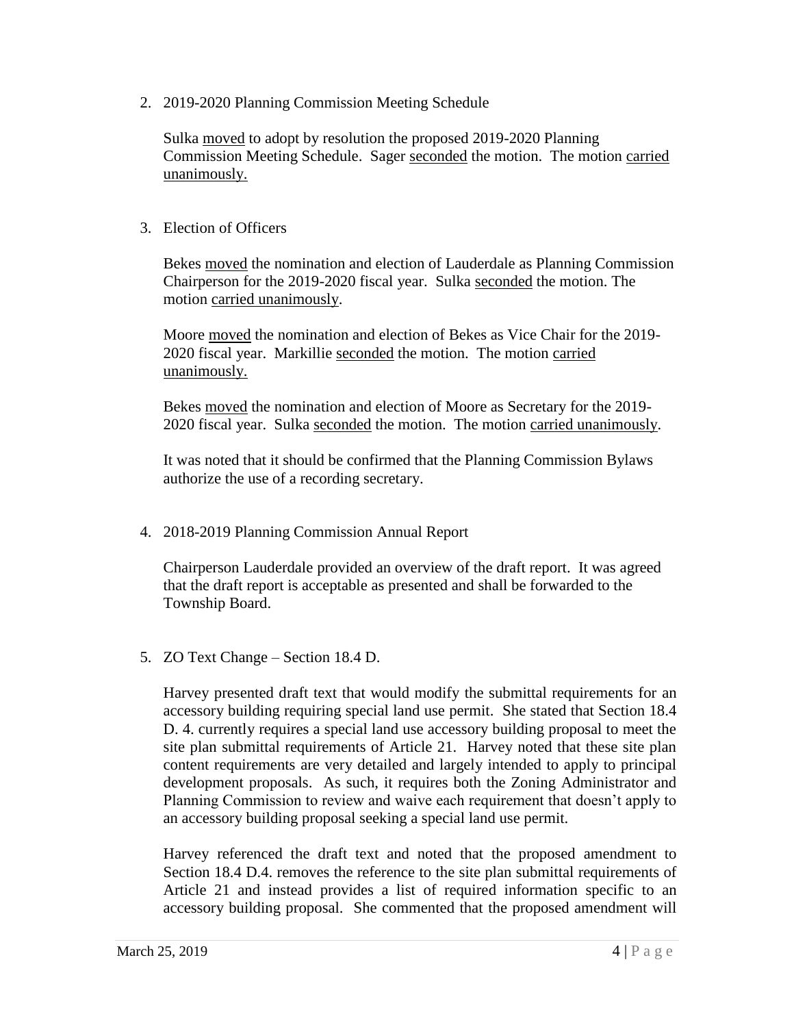2. 2019-2020 Planning Commission Meeting Schedule

   Sulka moved to adopt by resolution the proposed 2019-2020 Planning Commission Meeting Schedule. Sager seconded the motion. The motion carried unanimously.

3. Election of Officers

   Bekes moved the nomination and election of Lauderdale as Planning Commission Chairperson for the 2019-2020 fiscal year. Sulka seconded the motion. The motion carried unanimously.

   Moore moved the nomination and election of Bekes as Vice Chair for the 2019-2020 fiscal year. Markillie seconded the motion. The motion carried unanimously.

   Bekes moved the nomination and election of Moore as Secretary for the 2019-2020 fiscal year. Sulka seconded the motion. The motion carried unanimously.

   It was noted that it should be confirmed that the Planning Commission Bylaws authorize the use of a recording secretary.

4. 2018-2019 Planning Commission Annual Report

   Chairperson Lauderdale provided an overview of the draft report. It was agreed that the draft report is acceptable as presented and shall be forwarded to the Township Board.

5. ZO Text Change – Section 18.4 D.

   Harvey presented draft text that would modify the submittal requirements for an accessory building requiring special land use permit. She stated that Section 18.4 D. 4. currently requires a special land use accessory building proposal to meet the site plan submittal requirements of Article 21. Harvey noted that these site plan content requirements are very detailed and largely intended to apply to principal development proposals. As such, it requires both the Zoning Administrator and Planning Commission to review and waive each requirement that doesn't apply to an accessory building proposal seeking a special land use permit.

   Harvey referenced the draft text and noted that the proposed amendment to Section 18.4 D.4. removes the reference to the site plan submittal requirements of Article 21 and instead provides a list of required information specific to an accessory building proposal. She commented that the proposed amendment will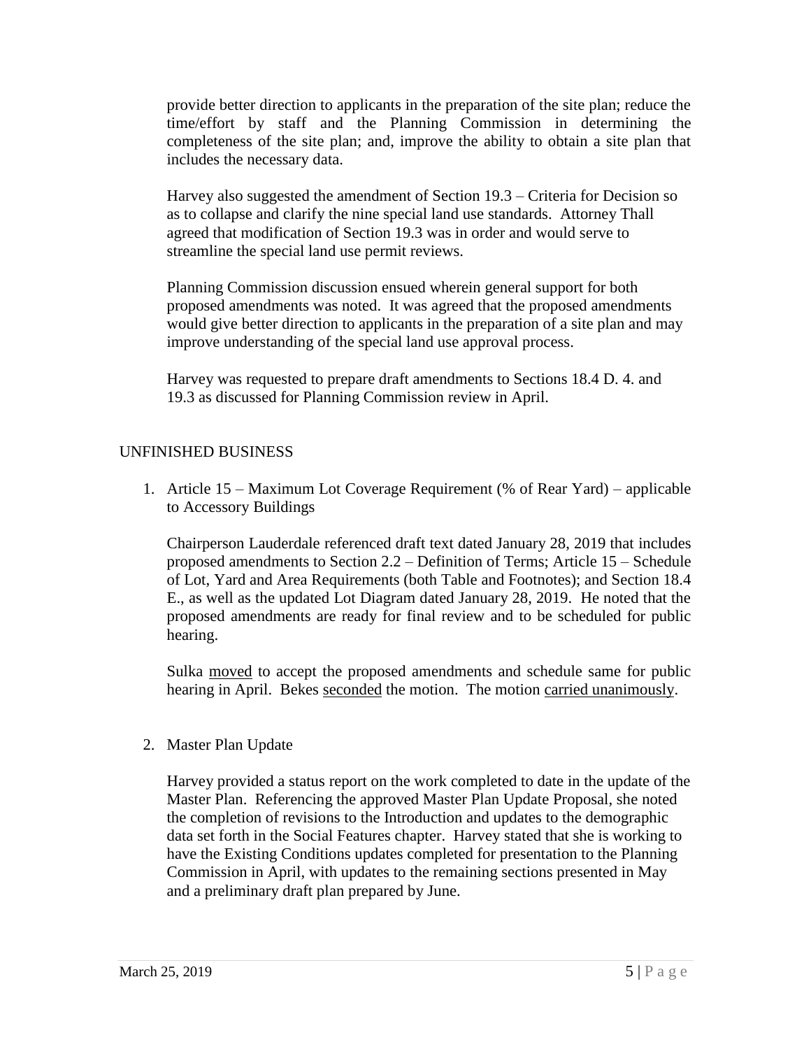provide better direction to applicants in the preparation of the site plan; reduce the time/effort by staff and the Planning Commission in determining the completeness of the site plan; and, improve the ability to obtain a site plan that includes the necessary data.

Harvey also suggested the amendment of Section 19.3 – Criteria for Decision so as to collapse and clarify the nine special land use standards. Attorney Thall agreed that modification of Section 19.3 was in order and would serve to streamline the special land use permit reviews.

Planning Commission discussion ensued wherein general support for both proposed amendments was noted. It was agreed that the proposed amendments would give better direction to applicants in the preparation of a site plan and may improve understanding of the special land use approval process.

Harvey was requested to prepare draft amendments to Sections 18.4 D. 4. and 19.3 as discussed for Planning Commission review in April.

## UNFINISHED BUSINESS

1. Article 15 – Maximum Lot Coverage Requirement (% of Rear Yard) – applicable to Accessory Buildings

   Chairperson Lauderdale referenced draft text dated January 28, 2019 that includes proposed amendments to Section 2.2 – Definition of Terms; Article 15 – Schedule of Lot, Yard and Area Requirements (both Table and Footnotes); and Section 18.4 E., as well as the updated Lot Diagram dated January 28, 2019. He noted that the proposed amendments are ready for final review and to be scheduled for public hearing.

   Sulka moved to accept the proposed amendments and schedule same for public hearing in April. Bekes seconded the motion. The motion carried unanimously.

2. Master Plan Update

   Harvey provided a status report on the work completed to date in the update of the Master Plan. Referencing the approved Master Plan Update Proposal, she noted the completion of revisions to the Introduction and updates to the demographic data set forth in the Social Features chapter. Harvey stated that she is working to have the Existing Conditions updates completed for presentation to the Planning Commission in April, with updates to the remaining sections presented in May and a preliminary draft plan prepared by June.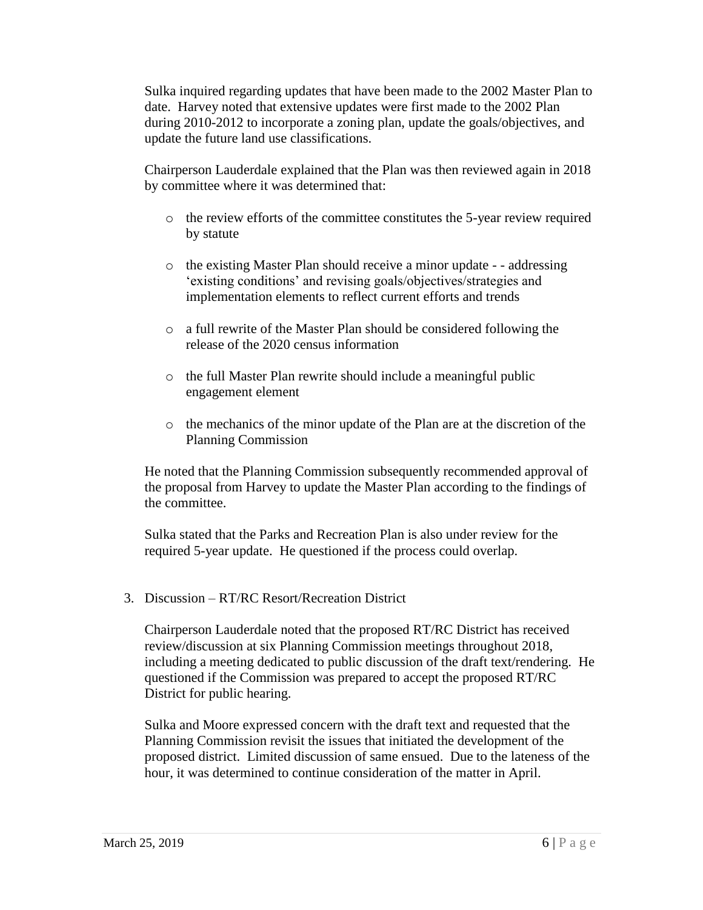Sulka inquired regarding updates that have been made to the 2002 Master Plan to date. Harvey noted that extensive updates were first made to the 2002 Plan during 2010-2012 to incorporate a zoning plan, update the goals/objectives, and update the future land use classifications.

Chairperson Lauderdale explained that the Plan was then reviewed again in 2018 by committee where it was determined that:

- the review efforts of the committee constitutes the 5-year review required by statute
- the existing Master Plan should receive a minor update - - addressing 'existing conditions' and revising goals/objectives/strategies and implementation elements to reflect current efforts and trends
- a full rewrite of the Master Plan should be considered following the release of the 2020 census information
- the full Master Plan rewrite should include a meaningful public engagement element
- the mechanics of the minor update of the Plan are at the discretion of the Planning Commission

He noted that the Planning Commission subsequently recommended approval of the proposal from Harvey to update the Master Plan according to the findings of the committee.

Sulka stated that the Parks and Recreation Plan is also under review for the required 5-year update. He questioned if the process could overlap.

3. Discussion – RT/RC Resort/Recreation District

Chairperson Lauderdale noted that the proposed RT/RC District has received review/discussion at six Planning Commission meetings throughout 2018, including a meeting dedicated to public discussion of the draft text/rendering. He questioned if the Commission was prepared to accept the proposed RT/RC District for public hearing.

Sulka and Moore expressed concern with the draft text and requested that the Planning Commission revisit the issues that initiated the development of the proposed district. Limited discussion of same ensued. Due to the lateness of the hour, it was determined to continue consideration of the matter in April.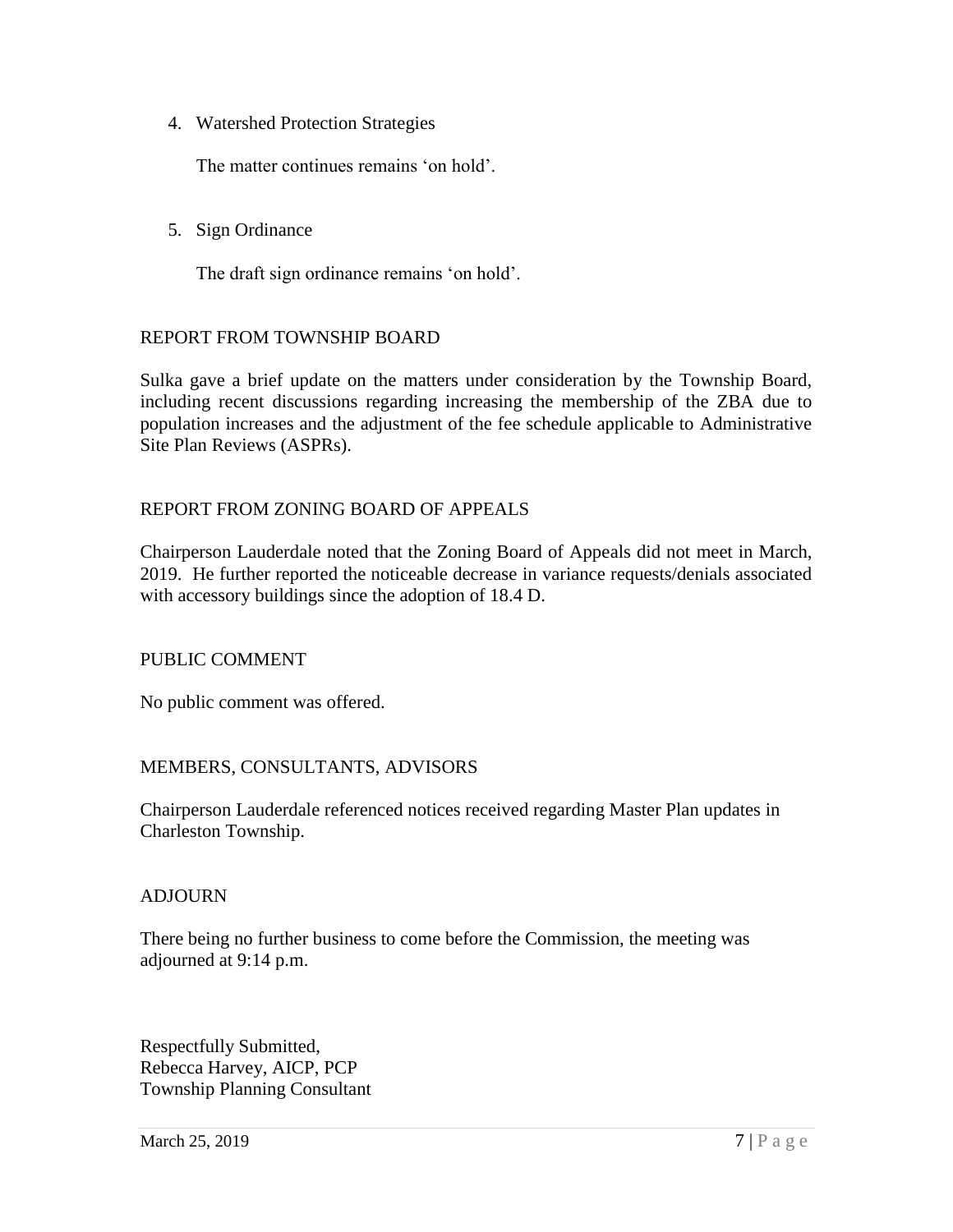4. Watershed Protection Strategies

   The matter continues remains 'on hold'.

5. Sign Ordinance

   The draft sign ordinance remains 'on hold'.

REPORT FROM TOWNSHIP BOARD

Sulka gave a brief update on the matters under consideration by the Township Board, including recent discussions regarding increasing the membership of the ZBA due to population increases and the adjustment of the fee schedule applicable to Administrative Site Plan Reviews (ASPRs).

REPORT FROM ZONING BOARD OF APPEALS

Chairperson Lauderdale noted that the Zoning Board of Appeals did not meet in March, 2019. He further reported the noticeable decrease in variance requests/denials associated with accessory buildings since the adoption of 18.4 D.

PUBLIC COMMENT

No public comment was offered.

MEMBERS, CONSULTANTS, ADVISORS

Chairperson Lauderdale referenced notices received regarding Master Plan updates in Charleston Township.

ADJOURN

There being no further business to come before the Commission, the meeting was adjourned at 9:14 p.m.

Respectfully Submitted,
Rebecca Harvey, AICP, PCP
Township Planning Consultant